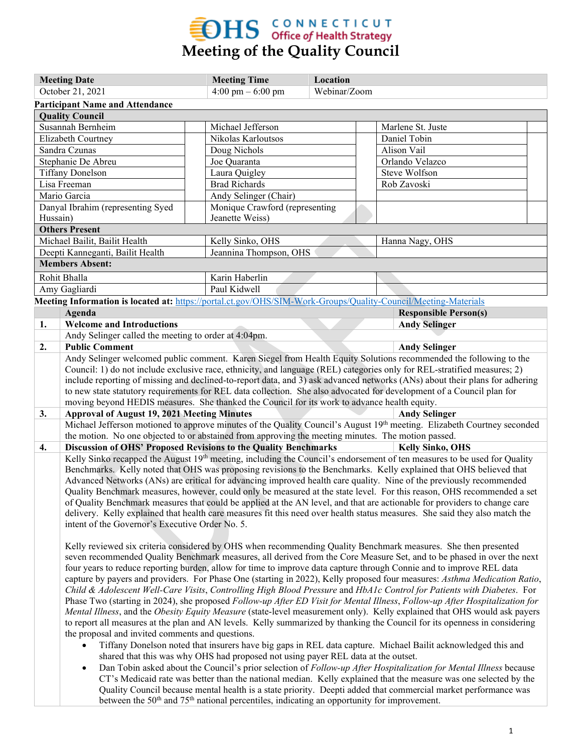# Meeting of the Quality Council

| Meeting Date | Meeting Time | Location |
|---|---|---|
| October 21, 2021 | 4:00 pm – 6:00 pm | Webinar/Zoom |

**Participant Name and Attendance**

| Quality Council | | | | | |
|---|---|---|---|---|---|
| Susannah Bernheim | | Michael Jefferson | | Marlene St. Juste | |
| Elizabeth Courtney | | Nikolas Karloutsos | | Daniel Tobin | |
| Sandra Czunas | | Doug Nichols | | Alison Vail | |
| Stephanie De Abreu | | Joe Quaranta | | Orlando Velazco | |
| Tiffany Donelson | | Laura Quigley | | Steve Wolfson | |
| Lisa Freeman | | Brad Richards | | Rob Zavoski | |
| Mario Garcia | | Andy Selinger (Chair) | | | |
| Danyal Ibrahim (representing Syed Hussain) | | Monique Crawford (representing Jeanette Weiss) | | | |

| Others Present | | |
|---|---|---|
| Michael Bailit, Bailit Health | Kelly Sinko, OHS | Hanna Nagy, OHS |
| Deepti Kanneganti, Bailit Health | Jeannina Thompson, OHS | |

| Members Absent: | | |
|---|---|---|
| Rohit Bhalla | Karin Haberlin | |
| Amy Gagliardi | Paul Kidwell | |

**Meeting Information is located at:** https://portal.ct.gov/OHS/SIM-Work-Groups/Quality-Council/Meeting-Materials

| | Agenda | Responsible Person(s) |
|---|---|---|
| 1. | **Welcome and Introductions** | **Andy Selinger** |

Andy Selinger called the meeting to order at 4:04pm.

| | | |
|---|---|---|
| 2. | **Public Comment** | **Andy Selinger** |

Andy Selinger welcomed public comment. Karen Siegel from Health Equity Solutions recommended the following to the Council: 1) do not include exclusive race, ethnicity, and language (REL) categories only for REL-stratified measures; 2) include reporting of missing and declined-to-report data, and 3) ask advanced networks (ANs) about their plans for adhering to new state statutory requirements for REL data collection. She also advocated for development of a Council plan for moving beyond HEDIS measures. She thanked the Council for its work to advance health equity.

| | | |
|---|---|---|
| 3. | **Approval of August 19, 2021 Meeting Minutes** | **Andy Selinger** |

Michael Jefferson motioned to approve minutes of the Quality Council's August 19th meeting. Elizabeth Courtney seconded the motion. No one objected to or abstained from approving the meeting minutes. The motion passed.

| | | |
|---|---|---|
| 4. | **Discussion of OHS' Proposed Revisions to the Quality Benchmarks** | **Kelly Sinko, OHS** |

Kelly Sinko recapped the August 19th meeting, including the Council's endorsement of ten measures to be used for Quality Benchmarks. Kelly noted that OHS was proposing revisions to the Benchmarks. Kelly explained that OHS believed that Advanced Networks (ANs) are critical for advancing improved health care quality. Nine of the previously recommended Quality Benchmark measures, however, could only be measured at the state level. For this reason, OHS recommended a set of Quality Benchmark measures that could be applied at the AN level, and that are actionable for providers to change care delivery. Kelly explained that health care measures fit this need over health status measures. She said they also match the intent of the Governor's Executive Order No. 5.

Kelly reviewed six criteria considered by OHS when recommending Quality Benchmark measures. She then presented seven recommended Quality Benchmark measures, all derived from the Core Measure Set, and to be phased in over the next four years to reduce reporting burden, allow for time to improve data capture through Connie and to improve REL data capture by payers and providers. For Phase One (starting in 2022), Kelly proposed four measures: *Asthma Medication Ratio*, *Child & Adolescent Well-Care Visits*, *Controlling High Blood Pressure* and *HbA1c Control for Patients with Diabetes*. For Phase Two (starting in 2024), she proposed *Follow-up After ED Visit for Mental Illness*, *Follow-up After Hospitalization for Mental Illness*, and the *Obesity Equity Measure* (state-level measurement only). Kelly explained that OHS would ask payers to report all measures at the plan and AN levels. Kelly summarized by thanking the Council for its openness in considering the proposal and invited comments and questions.

- Tiffany Donelson noted that insurers have big gaps in REL data capture. Michael Bailit acknowledged this and shared that this was why OHS had proposed not using payer REL data at the outset.
- Dan Tobin asked about the Council's prior selection of *Follow-up After Hospitalization for Mental Illness* because CT's Medicaid rate was better than the national median. Kelly explained that the measure was one selected by the Quality Council because mental health is a state priority. Deepti added that commercial market performance was between the 50th and 75th national percentiles, indicating an opportunity for improvement.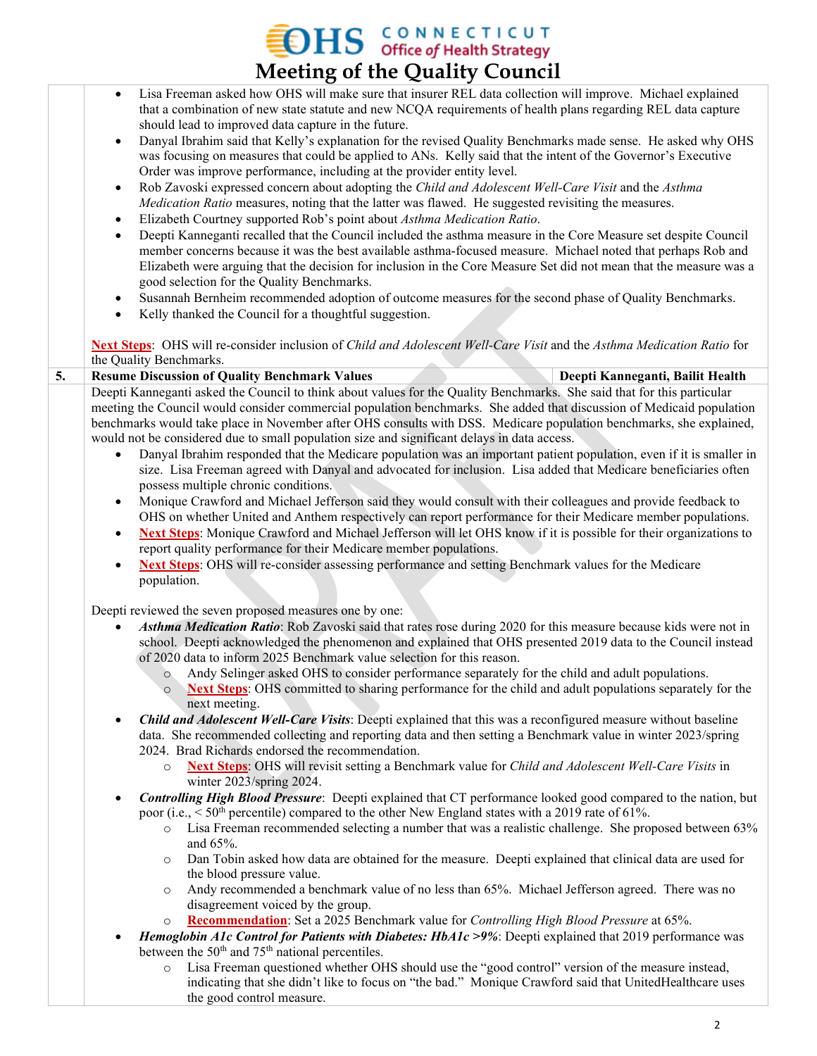# Meeting of the Quality Council

- Lisa Freeman asked how OHS will make sure that insurer REL data collection will improve. Michael explained that a combination of new state statute and new NCQA requirements of health plans regarding REL data capture should lead to improved data capture in the future.
- Danyal Ibrahim said that Kelly's explanation for the revised Quality Benchmarks made sense. He asked why OHS was focusing on measures that could be applied to ANs. Kelly said that the intent of the Governor's Executive Order was improve performance, including at the provider entity level.
- Rob Zavoski expressed concern about adopting the *Child and Adolescent Well-Care Visit* and the *Asthma Medication Ratio* measures, noting that the latter was flawed. He suggested revisiting the measures.
- Elizabeth Courtney supported Rob's point about *Asthma Medication Ratio*.
- Deepti Kanneganti recalled that the Council included the asthma measure in the Core Measure set despite Council member concerns because it was the best available asthma-focused measure. Michael noted that perhaps Rob and Elizabeth were arguing that the decision for inclusion in the Core Measure Set did not mean that the measure was a good selection for the Quality Benchmarks.
- Susannah Bernheim recommended adoption of outcome measures for the second phase of Quality Benchmarks.
- Kelly thanked the Council for a thoughtful suggestion.

**Next Steps**: OHS will re-consider inclusion of *Child and Adolescent Well-Care Visit* and the *Asthma Medication Ratio* for the Quality Benchmarks.

| 5. | **Resume Discussion of Quality Benchmark Values** | **Deepti Kanneganti, Bailit Health** |
|---|---|---|

Deepti Kanneganti asked the Council to think about values for the Quality Benchmarks. She said that for this particular meeting the Council would consider commercial population benchmarks. She added that discussion of Medicaid population benchmarks would take place in November after OHS consults with DSS. Medicare population benchmarks, she explained, would not be considered due to small population size and significant delays in data access.

- Danyal Ibrahim responded that the Medicare population was an important patient population, even if it is smaller in size. Lisa Freeman agreed with Danyal and advocated for inclusion. Lisa added that Medicare beneficiaries often possess multiple chronic conditions.
- Monique Crawford and Michael Jefferson said they would consult with their colleagues and provide feedback to OHS on whether United and Anthem respectively can report performance for their Medicare member populations.
- **Next Steps**: Monique Crawford and Michael Jefferson will let OHS know if it is possible for their organizations to report quality performance for their Medicare member populations.
- **Next Steps**: OHS will re-consider assessing performance and setting Benchmark values for the Medicare population.

Deepti reviewed the seven proposed measures one by one:

- ***Asthma Medication Ratio***: Rob Zavoski said that rates rose during 2020 for this measure because kids were not in school. Deepti acknowledged the phenomenon and explained that OHS presented 2019 data to the Council instead of 2020 data to inform 2025 Benchmark value selection for this reason.
  - Andy Selinger asked OHS to consider performance separately for the child and adult populations.
  - **Next Steps**: OHS committed to sharing performance for the child and adult populations separately for the next meeting.
- ***Child and Adolescent Well-Care Visits***: Deepti explained that this was a reconfigured measure without baseline data. She recommended collecting and reporting data and then setting a Benchmark value in winter 2023/spring 2024. Brad Richards endorsed the recommendation.
  - **Next Steps**: OHS will revisit setting a Benchmark value for *Child and Adolescent Well-Care Visits* in winter 2023/spring 2024.
- ***Controlling High Blood Pressure***: Deepti explained that CT performance looked good compared to the nation, but poor (i.e., < 50th percentile) compared to the other New England states with a 2019 rate of 61%.
  - Lisa Freeman recommended selecting a number that was a realistic challenge. She proposed between 63% and 65%.
  - Dan Tobin asked how data are obtained for the measure. Deepti explained that clinical data are used for the blood pressure value.
  - Andy recommended a benchmark value of no less than 65%. Michael Jefferson agreed. There was no disagreement voiced by the group.
  - **Recommendation**: Set a 2025 Benchmark value for *Controlling High Blood Pressure* at 65%.
- ***Hemoglobin A1c Control for Patients with Diabetes: HbA1c >9%***: Deepti explained that 2019 performance was between the 50th and 75th national percentiles.
  - Lisa Freeman questioned whether OHS should use the "good control" version of the measure instead, indicating that she didn't like to focus on "the bad." Monique Crawford said that UnitedHealthcare uses the good control measure.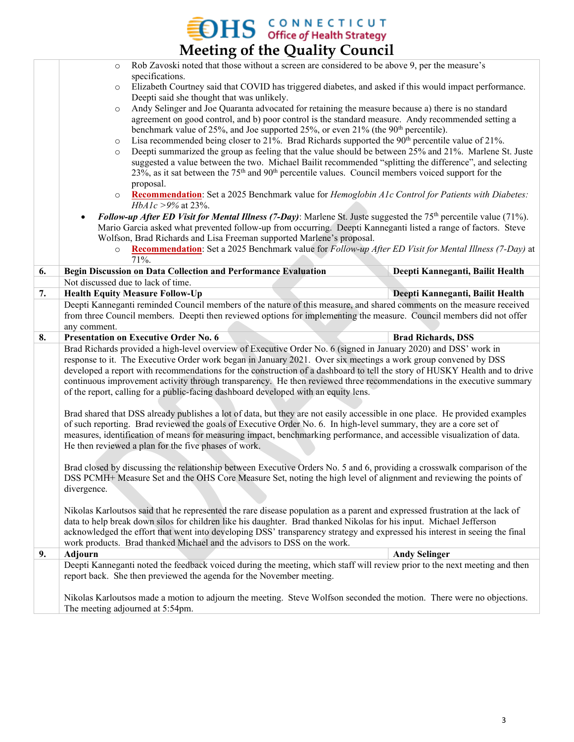# Meeting of the Quality Council

| | | |
|---|---|---|
| | ◦ Rob Zavoski noted that those without a screen are considered to be above 9, per the measure's specifications.<br>◦ Elizabeth Courtney said that COVID has triggered diabetes, and asked if this would impact performance. Deepti said she thought that was unlikely.<br>◦ Andy Selinger and Joe Quaranta advocated for retaining the measure because a) there is no standard agreement on good control, and b) poor control is the standard measure. Andy recommended setting a benchmark value of 25%, and Joe supported 25%, or even 21% (the 90th percentile).<br>◦ Lisa recommended being closer to 21%. Brad Richards supported the 90th percentile value of 21%.<br>◦ Deepti summarized the group as feeling that the value should be between 25% and 21%. Marlene St. Juste suggested a value between the two. Michael Bailit recommended "splitting the difference", and selecting 23%, as it sat between the 75th and 90th percentile values. Council members voiced support for the proposal.<br>◦ **Recommendation**: Set a 2025 Benchmark value for *Hemoglobin A1c Control for Patients with Diabetes: HbA1c >9%* at 23%.<br>• ***Follow-up After ED Visit for Mental Illness (7-Day)***: Marlene St. Juste suggested the 75th percentile value (71%). Mario Garcia asked what prevented follow-up from occurring. Deepti Kanneganti listed a range of factors. Steve Wolfson, Brad Richards and Lisa Freeman supported Marlene's proposal.<br>◦ **Recommendation**: Set a 2025 Benchmark value for *Follow-up After ED Visit for Mental Illness (7-Day)* at 71%. | |
| **6.** | **Begin Discussion on Data Collection and Performance Evaluation** | **Deepti Kanneganti, Bailit Health** |
| | Not discussed due to lack of time. | |
| **7.** | **Health Equity Measure Follow-Up** | **Deepti Kanneganti, Bailit Health** |
| | Deepti Kanneganti reminded Council members of the nature of this measure, and shared comments on the measure received from three Council members. Deepti then reviewed options for implementing the measure. Council members did not offer any comment. | |
| **8.** | **Presentation on Executive Order No. 6** | **Brad Richards, DSS** |
| | Brad Richards provided a high-level overview of Executive Order No. 6 (signed in January 2020) and DSS' work in response to it. The Executive Order work began in January 2021. Over six meetings a work group convened by DSS developed a report with recommendations for the construction of a dashboard to tell the story of HUSKY Health and to drive continuous improvement activity through transparency. He then reviewed three recommendations in the executive summary of the report, calling for a public-facing dashboard developed with an equity lens.<br><br>Brad shared that DSS already publishes a lot of data, but they are not easily accessible in one place. He provided examples of such reporting. Brad reviewed the goals of Executive Order No. 6. In high-level summary, they are a core set of measures, identification of means for measuring impact, benchmarking performance, and accessible visualization of data. He then reviewed a plan for the five phases of work.<br><br>Brad closed by discussing the relationship between Executive Orders No. 5 and 6, providing a crosswalk comparison of the DSS PCMH+ Measure Set and the OHS Core Measure Set, noting the high level of alignment and reviewing the points of divergence.<br><br>Nikolas Karloutsos said that he represented the rare disease population as a parent and expressed frustration at the lack of data to help break down silos for children like his daughter. Brad thanked Nikolas for his input. Michael Jefferson acknowledged the effort that went into developing DSS' transparency strategy and expressed his interest in seeing the final work products. Brad thanked Michael and the advisors to DSS on the work. | |
| **9.** | **Adjourn** | **Andy Selinger** |
| | Deepti Kanneganti noted the feedback voiced during the meeting, which staff will review prior to the next meeting and then report back. She then previewed the agenda for the November meeting.<br><br>Nikolas Karloutsos made a motion to adjourn the meeting. Steve Wolfson seconded the motion. There were no objections. The meeting adjourned at 5:54pm. | |